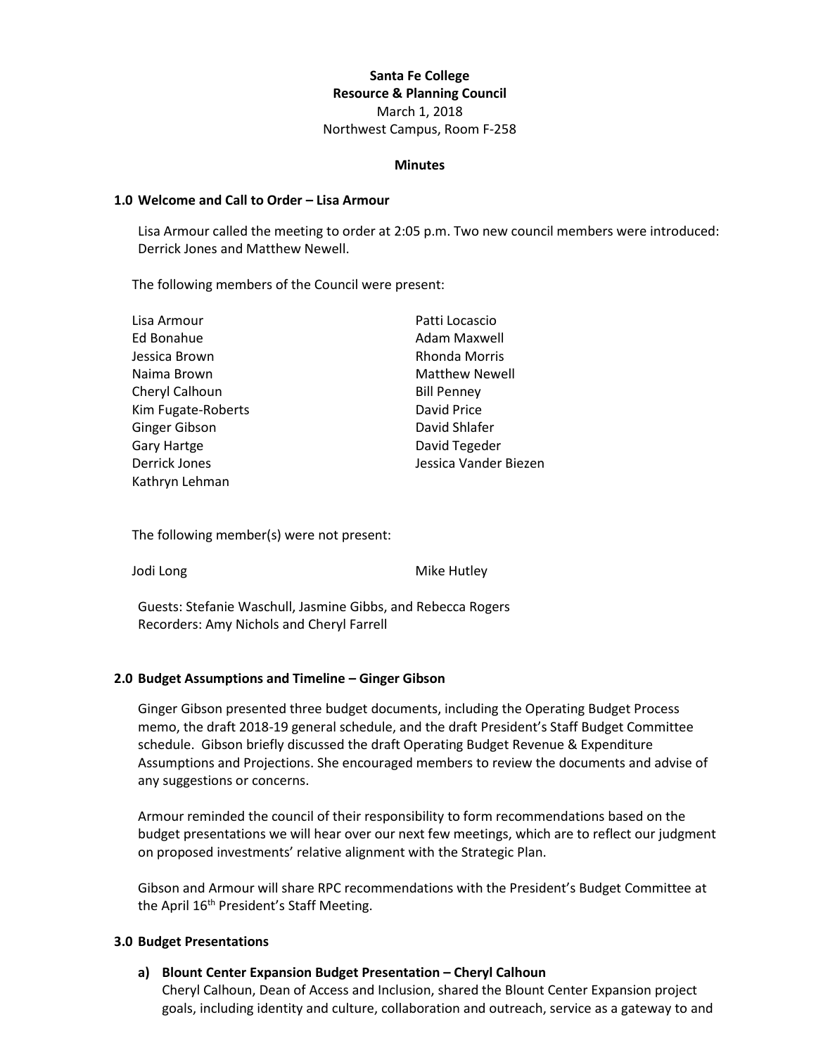**Santa Fe College**
**Resource & Planning Council**
March 1, 2018
Northwest Campus, Room F-258

**Minutes**

## 1.0 Welcome and Call to Order – Lisa Armour

Lisa Armour called the meeting to order at 2:05 p.m. Two new council members were introduced: Derrick Jones and Matthew Newell.

The following members of the Council were present:

| | |
|---|---|
| Lisa Armour | Patti Locascio |
| Ed Bonahue | Adam Maxwell |
| Jessica Brown | Rhonda Morris |
| Naima Brown | Matthew Newell |
| Cheryl Calhoun | Bill Penney |
| Kim Fugate-Roberts | David Price |
| Ginger Gibson | David Shlafer |
| Gary Hartge | David Tegeder |
| Derrick Jones | Jessica Vander Biezen |
| Kathryn Lehman | |

The following member(s) were not present:

| | |
|---|---|
| Jodi Long | Mike Hutley |

Guests: Stefanie Waschull, Jasmine Gibbs, and Rebecca Rogers
Recorders: Amy Nichols and Cheryl Farrell

## 2.0 Budget Assumptions and Timeline – Ginger Gibson

Ginger Gibson presented three budget documents, including the Operating Budget Process memo, the draft 2018-19 general schedule, and the draft President's Staff Budget Committee schedule. Gibson briefly discussed the draft Operating Budget Revenue & Expenditure Assumptions and Projections. She encouraged members to review the documents and advise of any suggestions or concerns.

Armour reminded the council of their responsibility to form recommendations based on the budget presentations we will hear over our next few meetings, which are to reflect our judgment on proposed investments' relative alignment with the Strategic Plan.

Gibson and Armour will share RPC recommendations with the President's Budget Committee at the April 16th President's Staff Meeting.

## 3.0 Budget Presentations

### a) Blount Center Expansion Budget Presentation – Cheryl Calhoun

Cheryl Calhoun, Dean of Access and Inclusion, shared the Blount Center Expansion project goals, including identity and culture, collaboration and outreach, service as a gateway to and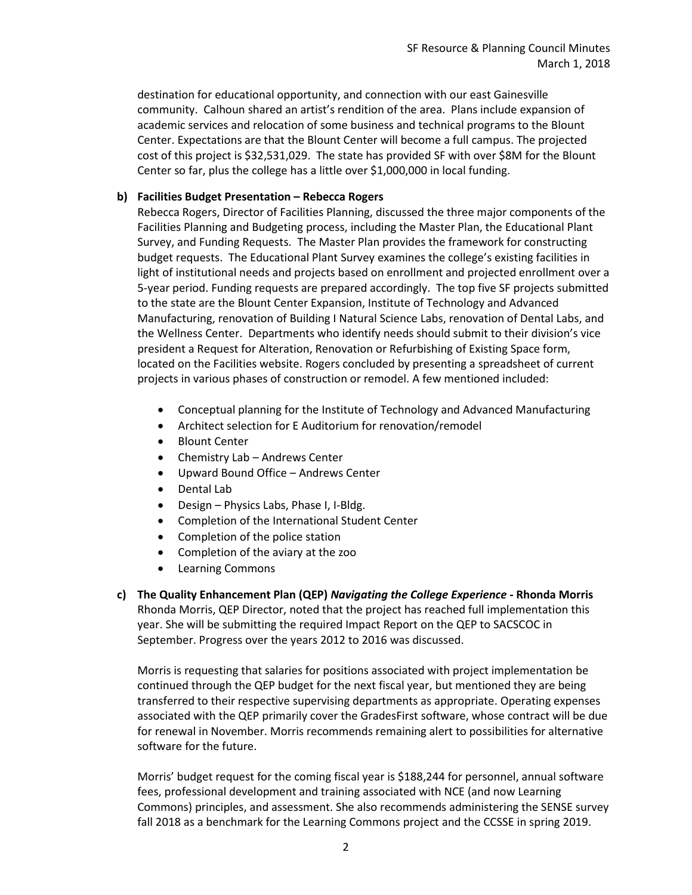destination for educational opportunity, and connection with our east Gainesville community. Calhoun shared an artist's rendition of the area. Plans include expansion of academic services and relocation of some business and technical programs to the Blount Center. Expectations are that the Blount Center will become a full campus. The projected cost of this project is $32,531,029. The state has provided SF with over $8M for the Blount Center so far, plus the college has a little over $1,000,000 in local funding.

**b) Facilities Budget Presentation – Rebecca Rogers**

Rebecca Rogers, Director of Facilities Planning, discussed the three major components of the Facilities Planning and Budgeting process, including the Master Plan, the Educational Plant Survey, and Funding Requests. The Master Plan provides the framework for constructing budget requests. The Educational Plant Survey examines the college's existing facilities in light of institutional needs and projects based on enrollment and projected enrollment over a 5-year period. Funding requests are prepared accordingly. The top five SF projects submitted to the state are the Blount Center Expansion, Institute of Technology and Advanced Manufacturing, renovation of Building I Natural Science Labs, renovation of Dental Labs, and the Wellness Center. Departments who identify needs should submit to their division's vice president a Request for Alteration, Renovation or Refurbishing of Existing Space form, located on the Facilities website. Rogers concluded by presenting a spreadsheet of current projects in various phases of construction or remodel. A few mentioned included:

- Conceptual planning for the Institute of Technology and Advanced Manufacturing
- Architect selection for E Auditorium for renovation/remodel
- Blount Center
- Chemistry Lab – Andrews Center
- Upward Bound Office – Andrews Center
- Dental Lab
- Design – Physics Labs, Phase I, I-Bldg.
- Completion of the International Student Center
- Completion of the police station
- Completion of the aviary at the zoo
- Learning Commons

**c) The Quality Enhancement Plan (QEP) *Navigating the College Experience* - Rhonda Morris**

Rhonda Morris, QEP Director, noted that the project has reached full implementation this year. She will be submitting the required Impact Report on the QEP to SACSCOC in September. Progress over the years 2012 to 2016 was discussed.

Morris is requesting that salaries for positions associated with project implementation be continued through the QEP budget for the next fiscal year, but mentioned they are being transferred to their respective supervising departments as appropriate. Operating expenses associated with the QEP primarily cover the GradesFirst software, whose contract will be due for renewal in November. Morris recommends remaining alert to possibilities for alternative software for the future.

Morris' budget request for the coming fiscal year is $188,244 for personnel, annual software fees, professional development and training associated with NCE (and now Learning Commons) principles, and assessment. She also recommends administering the SENSE survey fall 2018 as a benchmark for the Learning Commons project and the CCSSE in spring 2019.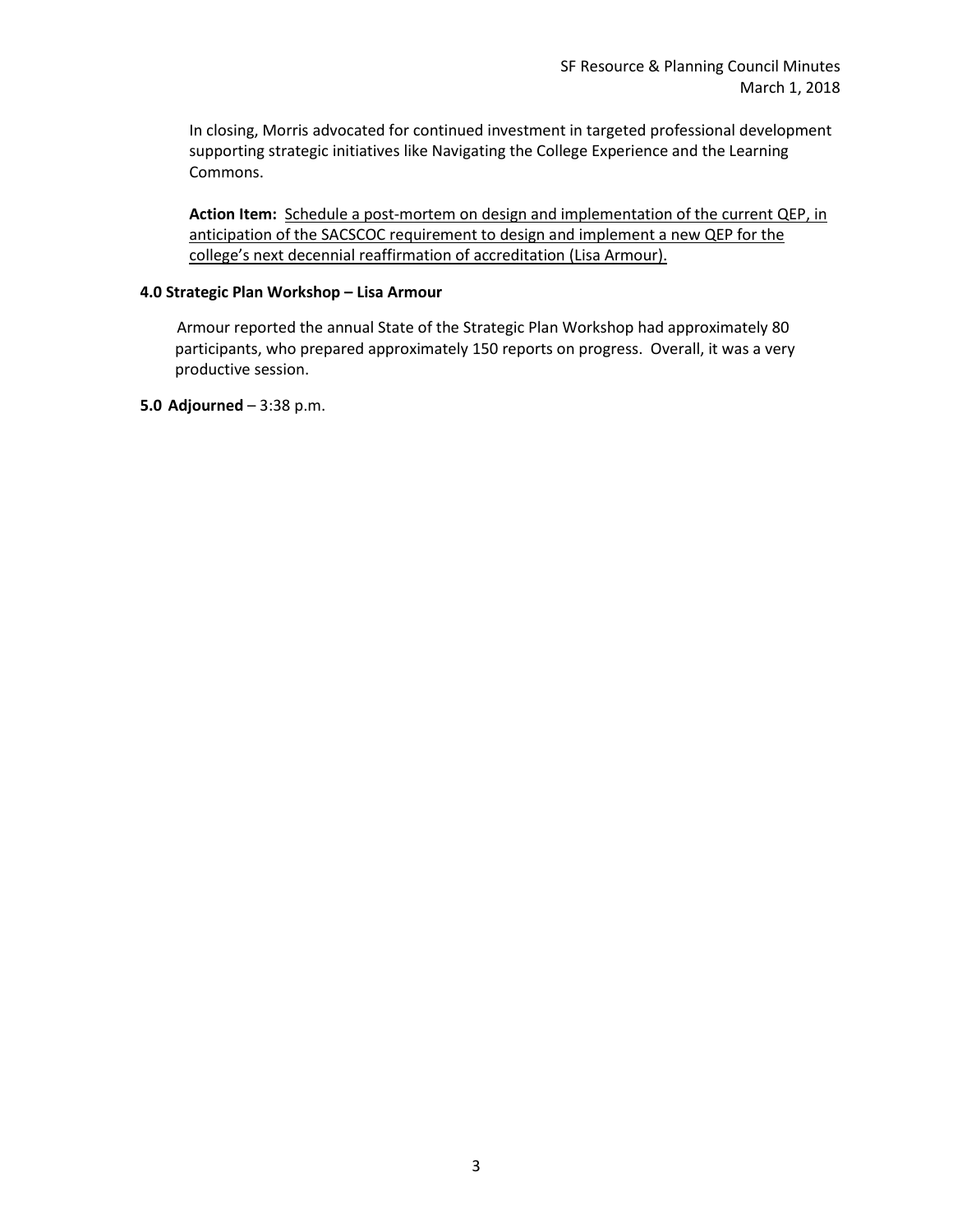In closing, Morris advocated for continued investment in targeted professional development supporting strategic initiatives like Navigating the College Experience and the Learning Commons.

**Action Item:** Schedule a post-mortem on design and implementation of the current QEP, in anticipation of the SACSCOC requirement to design and implement a new QEP for the college's next decennial reaffirmation of accreditation (Lisa Armour).

**4.0 Strategic Plan Workshop – Lisa Armour**

Armour reported the annual State of the Strategic Plan Workshop had approximately 80 participants, who prepared approximately 150 reports on progress. Overall, it was a very productive session.

**5.0 Adjourned** – 3:38 p.m.